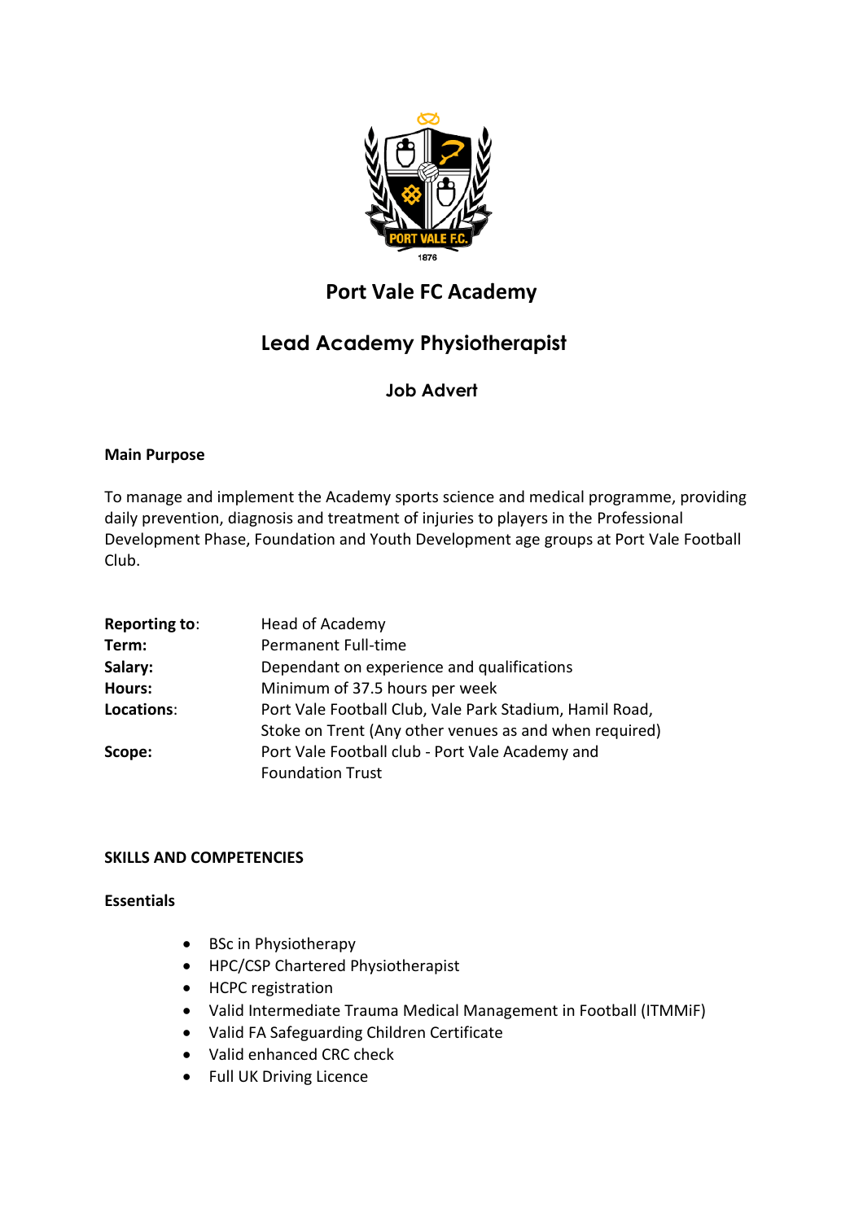# Port Vale FC Academy

## Lead Academy Physiotherapist

### Job Advert

**Main Purpose**

To manage and implement the Academy sports science and medical programme, providing daily prevention, diagnosis and treatment of injuries to players in the Professional Development Phase, Foundation and Youth Development age groups at Port Vale Football Club.

| | |
|---|---|
| **Reporting to**: | Head of Academy |
| **Term:** | Permanent Full-time |
| **Salary:** | Dependant on experience and qualifications |
| **Hours:** | Minimum of 37.5 hours per week |
| **Locations**: | Port Vale Football Club, Vale Park Stadium, Hamil Road, Stoke on Trent (Any other venues as and when required) |
| **Scope:** | Port Vale Football club - Port Vale Academy and Foundation Trust |

**SKILLS AND COMPETENCIES**

**Essentials**

- BSc in Physiotherapy
- HPC/CSP Chartered Physiotherapist
- HCPC registration
- Valid Intermediate Trauma Medical Management in Football (ITMMiF)
- Valid FA Safeguarding Children Certificate
- Valid enhanced CRC check
- Full UK Driving Licence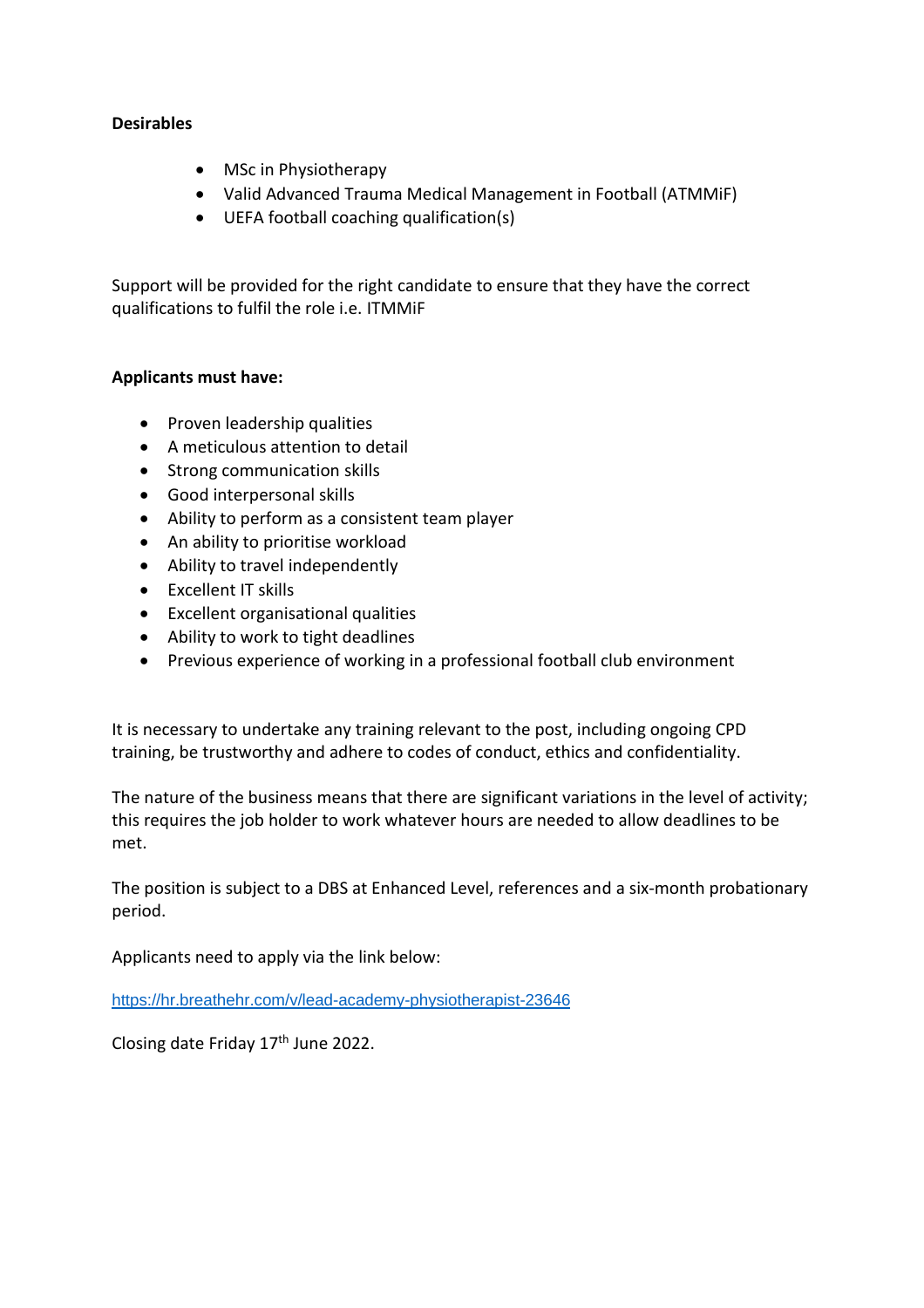**Desirables**

- MSc in Physiotherapy
- Valid Advanced Trauma Medical Management in Football (ATMMiF)
- UEFA football coaching qualification(s)

Support will be provided for the right candidate to ensure that they have the correct qualifications to fulfil the role i.e. ITMMiF

**Applicants must have:**

- Proven leadership qualities
- A meticulous attention to detail
- Strong communication skills
- Good interpersonal skills
- Ability to perform as a consistent team player
- An ability to prioritise workload
- Ability to travel independently
- Excellent IT skills
- Excellent organisational qualities
- Ability to work to tight deadlines
- Previous experience of working in a professional football club environment

It is necessary to undertake any training relevant to the post, including ongoing CPD training, be trustworthy and adhere to codes of conduct, ethics and confidentiality.

The nature of the business means that there are significant variations in the level of activity; this requires the job holder to work whatever hours are needed to allow deadlines to be met.

The position is subject to a DBS at Enhanced Level, references and a six-month probationary period.

Applicants need to apply via the link below:

https://hr.breathehr.com/v/lead-academy-physiotherapist-23646

Closing date Friday 17th June 2022.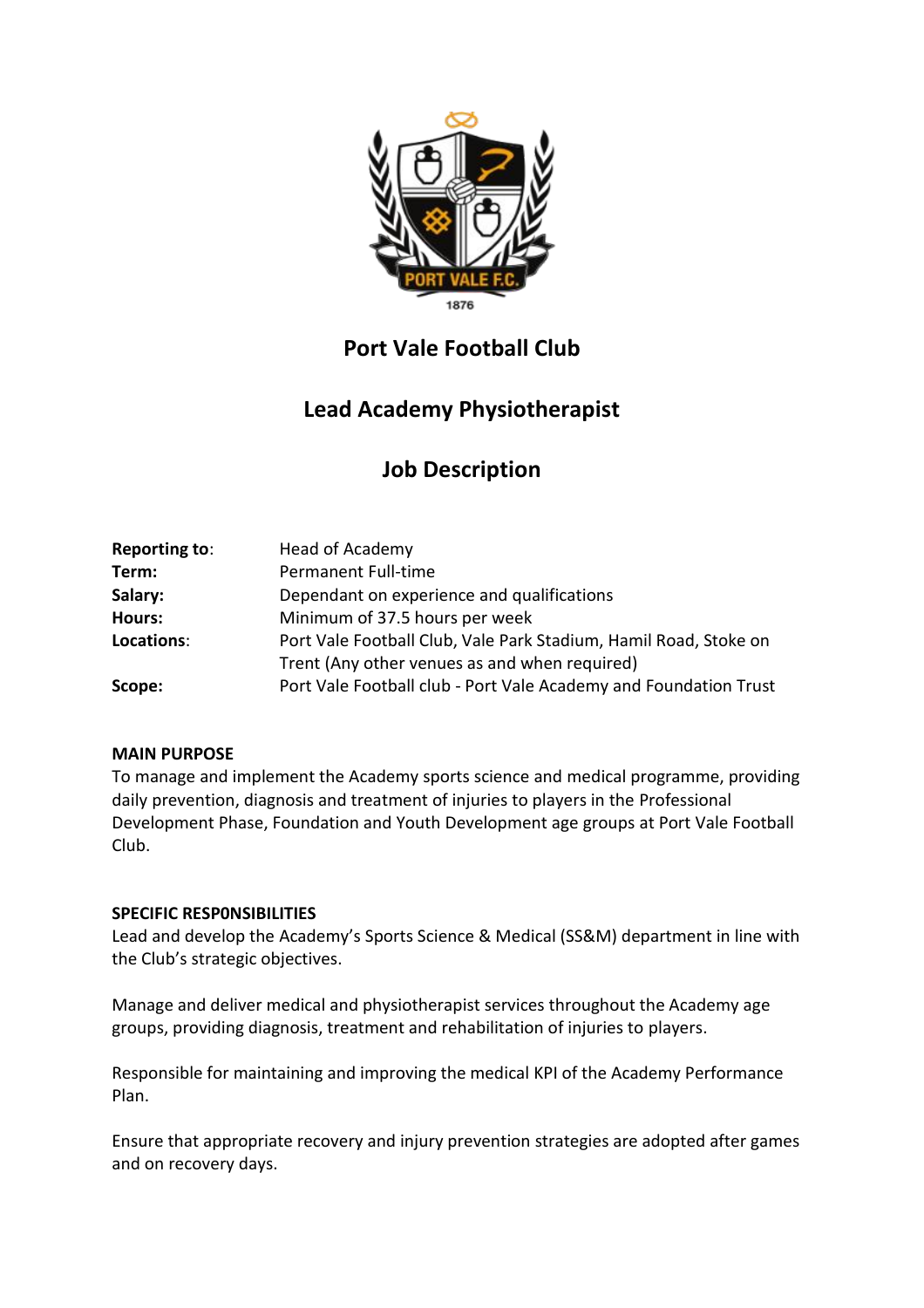# Port Vale Football Club

## Lead Academy Physiotherapist

## Job Description

| | |
|---|---|
| **Reporting to**: | Head of Academy |
| **Term:** | Permanent Full-time |
| **Salary:** | Dependant on experience and qualifications |
| **Hours:** | Minimum of 37.5 hours per week |
| **Locations**: | Port Vale Football Club, Vale Park Stadium, Hamil Road, Stoke on Trent (Any other venues as and when required) |
| **Scope:** | Port Vale Football club - Port Vale Academy and Foundation Trust |

**MAIN PURPOSE**

To manage and implement the Academy sports science and medical programme, providing daily prevention, diagnosis and treatment of injuries to players in the Professional Development Phase, Foundation and Youth Development age groups at Port Vale Football Club.

**SPECIFIC RESP0NSIBILITIES**

Lead and develop the Academy's Sports Science & Medical (SS&M) department in line with the Club's strategic objectives.

Manage and deliver medical and physiotherapist services throughout the Academy age groups, providing diagnosis, treatment and rehabilitation of injuries to players.

Responsible for maintaining and improving the medical KPI of the Academy Performance Plan.

Ensure that appropriate recovery and injury prevention strategies are adopted after games and on recovery days.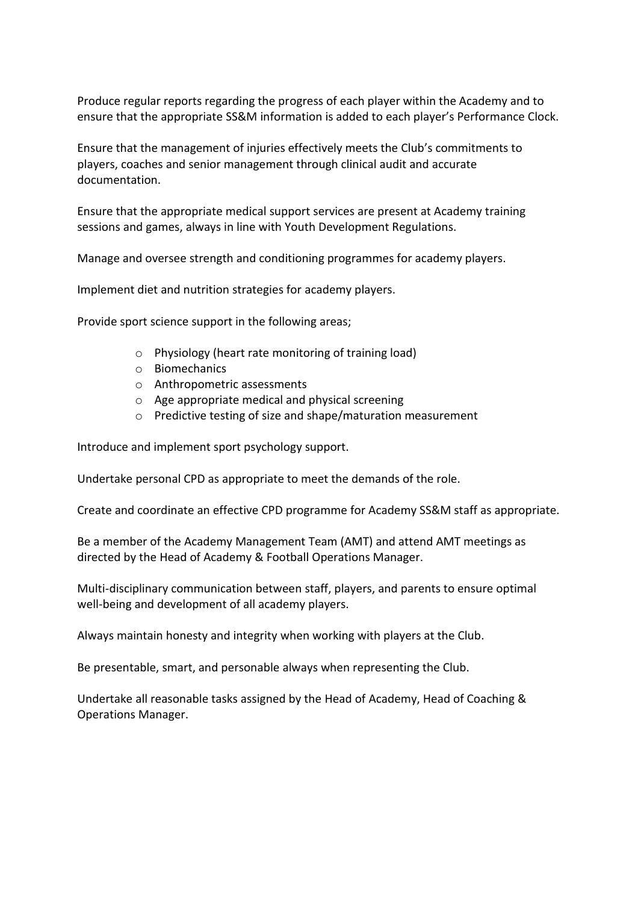Produce regular reports regarding the progress of each player within the Academy and to ensure that the appropriate SS&M information is added to each player's Performance Clock.

Ensure that the management of injuries effectively meets the Club's commitments to players, coaches and senior management through clinical audit and accurate documentation.

Ensure that the appropriate medical support services are present at Academy training sessions and games, always in line with Youth Development Regulations.

Manage and oversee strength and conditioning programmes for academy players.

Implement diet and nutrition strategies for academy players.

Provide sport science support in the following areas;

- Physiology (heart rate monitoring of training load)
- Biomechanics
- Anthropometric assessments
- Age appropriate medical and physical screening
- Predictive testing of size and shape/maturation measurement

Introduce and implement sport psychology support.

Undertake personal CPD as appropriate to meet the demands of the role.

Create and coordinate an effective CPD programme for Academy SS&M staff as appropriate.

Be a member of the Academy Management Team (AMT) and attend AMT meetings as directed by the Head of Academy & Football Operations Manager.

Multi-disciplinary communication between staff, players, and parents to ensure optimal well-being and development of all academy players.

Always maintain honesty and integrity when working with players at the Club.

Be presentable, smart, and personable always when representing the Club.

Undertake all reasonable tasks assigned by the Head of Academy, Head of Coaching & Operations Manager.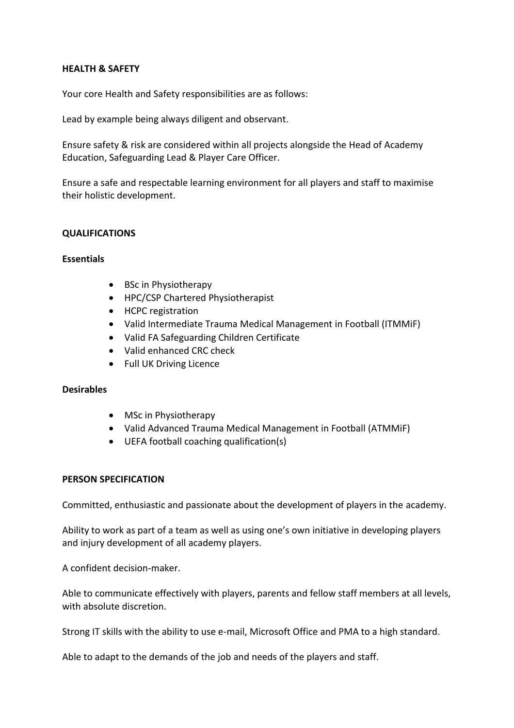## HEALTH & SAFETY

Your core Health and Safety responsibilities are as follows:

Lead by example being always diligent and observant.

Ensure safety & risk are considered within all projects alongside the Head of Academy Education, Safeguarding Lead & Player Care Officer.

Ensure a safe and respectable learning environment for all players and staff to maximise their holistic development.

## QUALIFICATIONS

### Essentials

- BSc in Physiotherapy
- HPC/CSP Chartered Physiotherapist
- HCPC registration
- Valid Intermediate Trauma Medical Management in Football (ITMMiF)
- Valid FA Safeguarding Children Certificate
- Valid enhanced CRC check
- Full UK Driving Licence

### Desirables

- MSc in Physiotherapy
- Valid Advanced Trauma Medical Management in Football (ATMMiF)
- UEFA football coaching qualification(s)

## PERSON SPECIFICATION

Committed, enthusiastic and passionate about the development of players in the academy.

Ability to work as part of a team as well as using one's own initiative in developing players and injury development of all academy players.

A confident decision-maker.

Able to communicate effectively with players, parents and fellow staff members at all levels, with absolute discretion.

Strong IT skills with the ability to use e-mail, Microsoft Office and PMA to a high standard.

Able to adapt to the demands of the job and needs of the players and staff.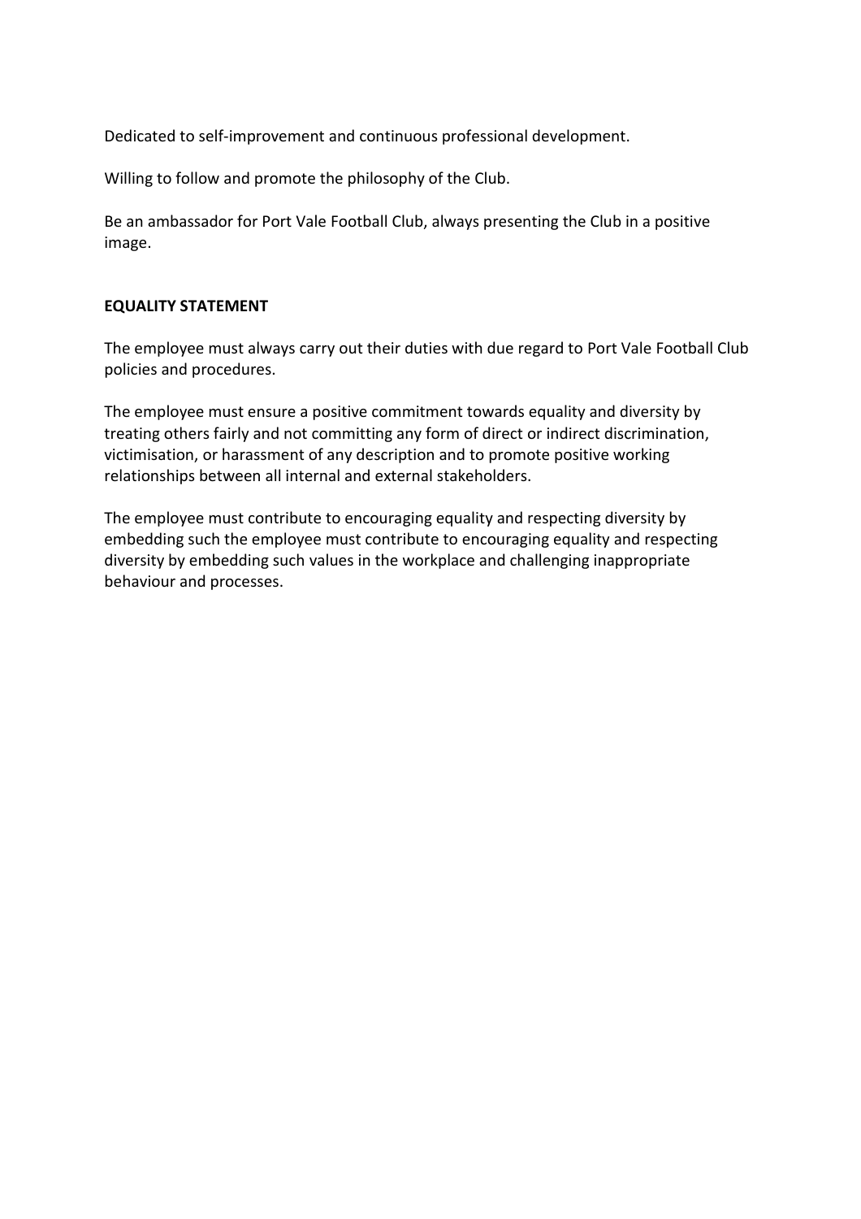Dedicated to self-improvement and continuous professional development.

Willing to follow and promote the philosophy of the Club.

Be an ambassador for Port Vale Football Club, always presenting the Club in a positive image.

**EQUALITY STATEMENT**

The employee must always carry out their duties with due regard to Port Vale Football Club policies and procedures.

The employee must ensure a positive commitment towards equality and diversity by treating others fairly and not committing any form of direct or indirect discrimination, victimisation, or harassment of any description and to promote positive working relationships between all internal and external stakeholders.

The employee must contribute to encouraging equality and respecting diversity by embedding such the employee must contribute to encouraging equality and respecting diversity by embedding such values in the workplace and challenging inappropriate behaviour and processes.